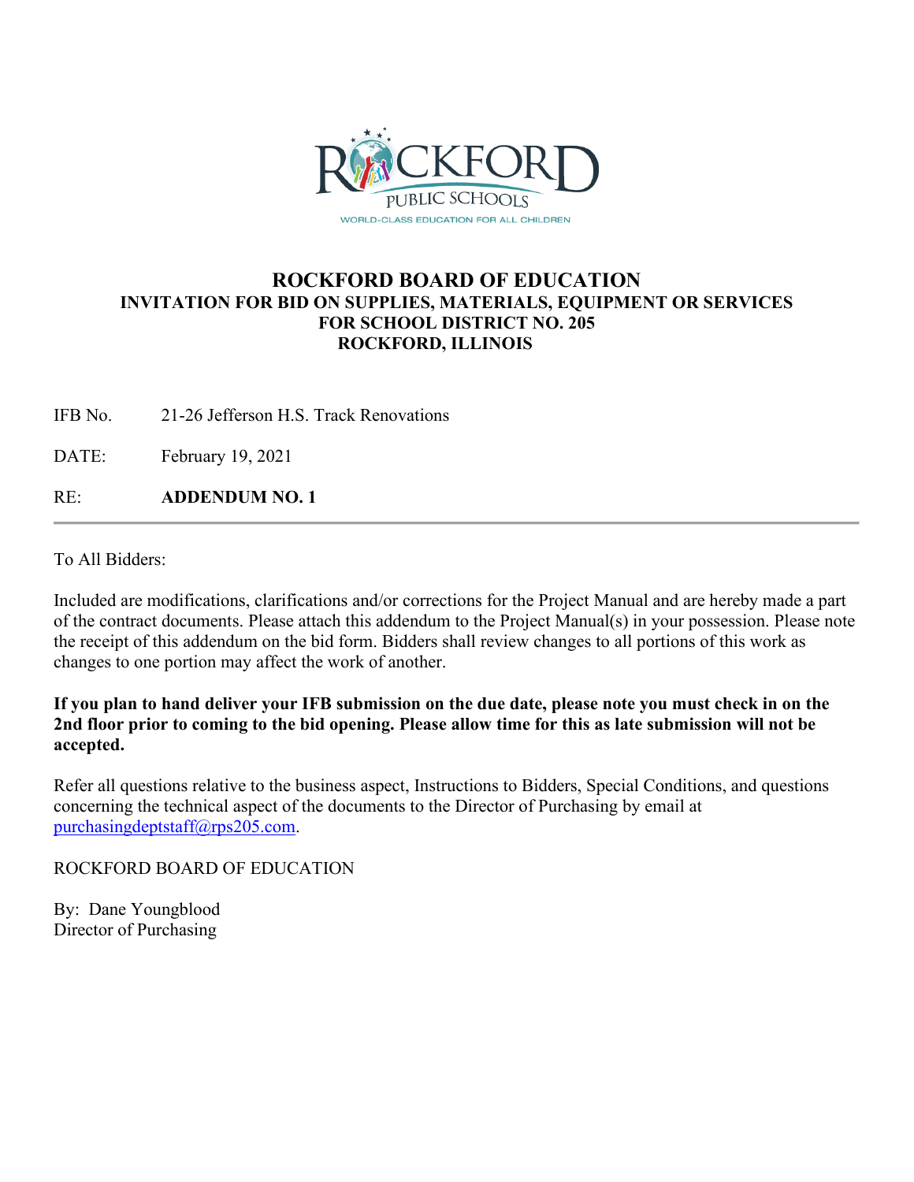# ROCKFORD BOARD OF EDUCATION

## INVITATION FOR BID ON SUPPLIES, MATERIALS, EQUIPMENT OR SERVICES FOR SCHOOL DISTRICT NO. 205 ROCKFORD, ILLINOIS

IFB No. 21-26 Jefferson H.S. Track Renovations

DATE: February 19, 2021

RE: **ADDENDUM NO. 1**

---

To All Bidders:

Included are modifications, clarifications and/or corrections for the Project Manual and are hereby made a part of the contract documents. Please attach this addendum to the Project Manual(s) in your possession. Please note the receipt of this addendum on the bid form. Bidders shall review changes to all portions of this work as changes to one portion may affect the work of another.

**If you plan to hand deliver your IFB submission on the due date, please note you must check in on the 2nd floor prior to coming to the bid opening. Please allow time for this as late submission will not be accepted.**

Refer all questions relative to the business aspect, Instructions to Bidders, Special Conditions, and questions concerning the technical aspect of the documents to the Director of Purchasing by email at purchasingdeptstaff@rps205.com.

ROCKFORD BOARD OF EDUCATION

By: Dane Youngblood
Director of Purchasing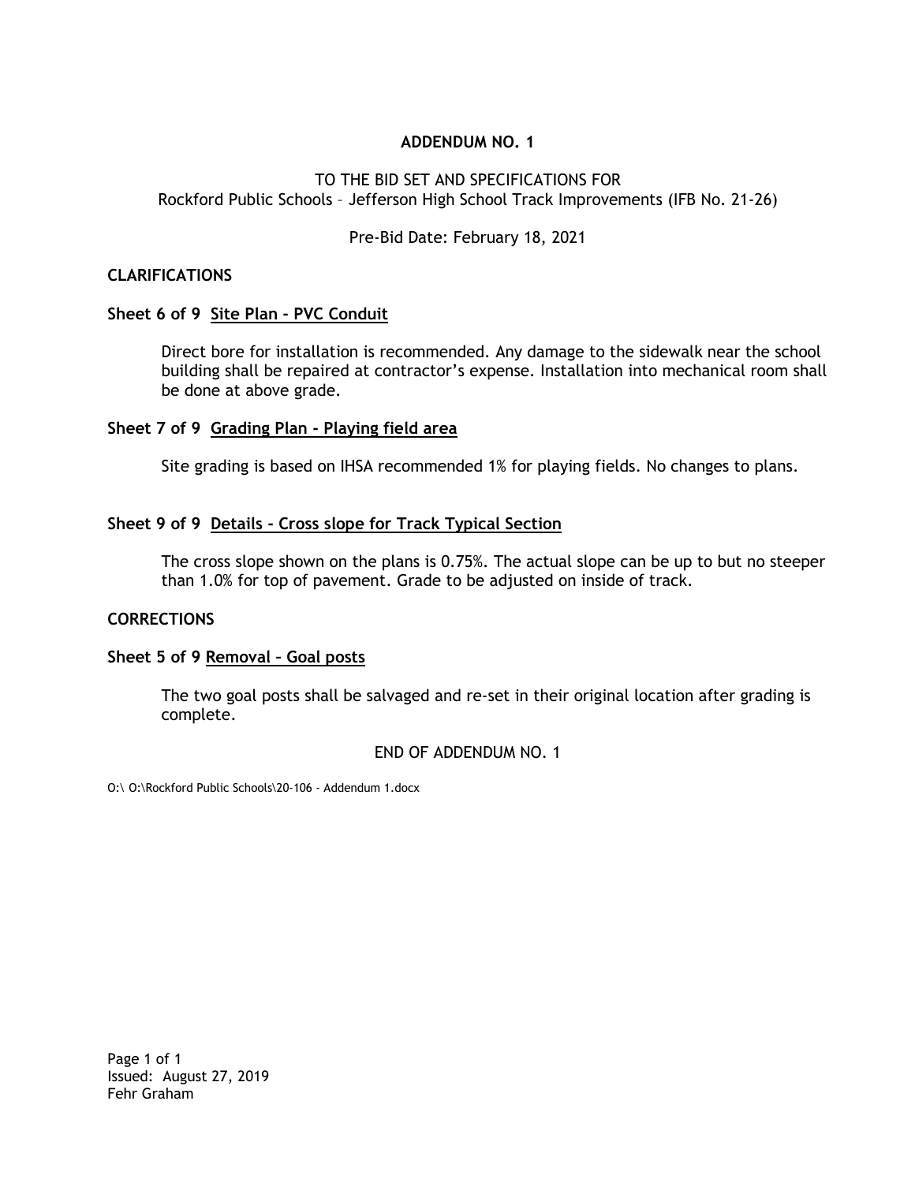## ADDENDUM NO. 1

TO THE BID SET AND SPECIFICATIONS FOR
Rockford Public Schools – Jefferson High School Track Improvements (IFB No. 21-26)

Pre-Bid Date: February 18, 2021

### CLARIFICATIONS

**Sheet 6 of 9** **Site Plan – PVC Conduit**

Direct bore for installation is recommended. Any damage to the sidewalk near the school building shall be repaired at contractor's expense. Installation into mechanical room shall be done at above grade.

**Sheet 7 of 9** **Grading Plan – Playing field area**

Site grading is based on IHSA recommended 1% for playing fields. No changes to plans.

**Sheet 9 of 9** **Details – Cross slope for Track Typical Section**

The cross slope shown on the plans is 0.75%. The actual slope can be up to but no steeper than 1.0% for top of pavement. Grade to be adjusted on inside of track.

### CORRECTIONS

**Sheet 5 of 9** **Removal – Goal posts**

The two goal posts shall be salvaged and re-set in their original location after grading is complete.

END OF ADDENDUM NO. 1

O:\ O:\Rockford Public Schools\20-106 - Addendum 1.docx

Issued: August 27, 2019
Fehr Graham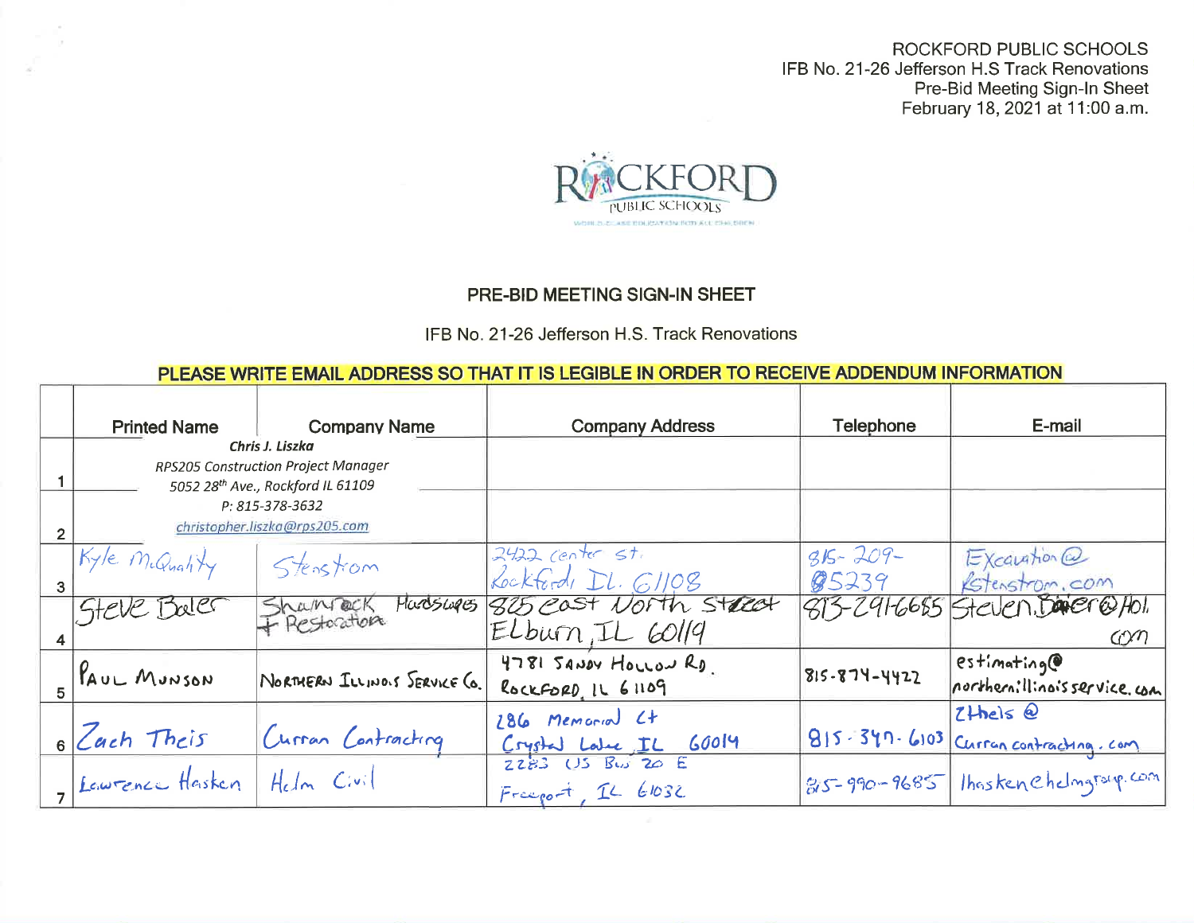ROCKFORD PUBLIC SCHOOLS
IFB No. 21-26 Jefferson H.S Track Renovations
Pre-Bid Meeting Sign-In Sheet
February 18, 2021 at 11:00 a.m.

ROCKFORD PUBLIC SCHOOLS

## PRE-BID MEETING SIGN-IN SHEET

IFB No. 21-26 Jefferson H.S. Track Renovations

**PLEASE WRITE EMAIL ADDRESS SO THAT IT IS LEGIBLE IN ORDER TO RECEIVE ADDENDUM INFORMATION**

| | Printed Name | Company Name | Company Address | Telephone | E-mail |
|---|---|---|---|---|---|
| 1 | *Chris J. Liszka* RPS205 Construction Project Manager 5052 28th Ave., Rockford IL 61109 P: 815-378-3632 christopher.liszka@rps205.com | | | | |
| 2 | | | | | |
| 3 | Kyle McQuality | Stenstrom | 2422 Center St. Rockford, IL. 61108 | 815-209-85239 | Excavation@Kstenstrom.com |
| 4 | Steve Baler | Shamrock Hardscapes + Restoration | 825 East North Street Elburn, IL 60119 | 815-291-6685 | Steven.Baier@Aol.com |
| 5 | PAUL MUNSON | NORTHERN ILLINOIS SERVICE CO. | 4781 SANDY HOLLOW RD. ROCKFORD, IL 61109 | 815-874-4422 | estimating@northernillinoisservice.com |
| 6 | Zach Theis | Curran Contracting | 286 Memorial Ct Crystal Lake, IL 60014 | 815-347-6103 | ZTheis@Currancontracting.com |
| 7 | Lawrence Hasken | Helm Civil | 2283 US Bus 20 E Freeport, IL 61032 | 815-990-9685 | lhasken@helmgroup.com |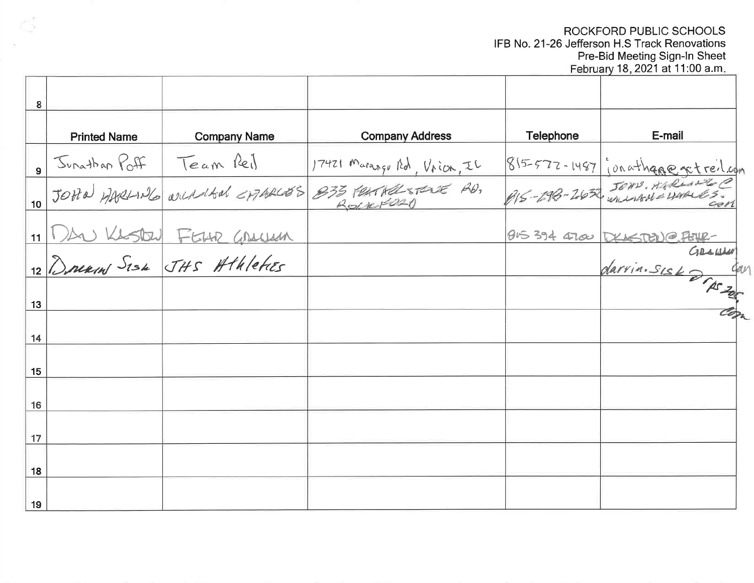ROCKFORD PUBLIC SCHOOLS
IFB No. 21-26 Jefferson H.S Track Renovations
Pre-Bid Meeting Sign-In Sheet
February 18, 2021 at 11:00 a.m.

| | Printed Name | Company Name | Company Address | Telephone | E-mail |
|---|---|---|---|---|---|
| 8 | | | | | |
| 9 | Jonathan Poff | Team Reil | 17421 Marengo Rd, Union, IL | 815-572-1487 | jonathan@getreil.com |
| 10 | JOHN HARLING | WILLIAM CHARLES | 833 FEATHERSTONE RD, ROCKFORD | 815-298-2632 | JOHN.HARLING@WILLIAMCHARLES.COM |
| 11 | DAN KASTEN | FEHR GRAHAM | | 815 394 4700 | DKASTEN@FEHR-GRAHAM.COM |
| 12 | Darrin Sisk | JHS Athletics | | | darrin.sisk@rps205.com |
| 13 | | | | | |
| 14 | | | | | |
| 15 | | | | | |
| 16 | | | | | |
| 17 | | | | | |
| 18 | | | | | |
| 19 | | | | | |